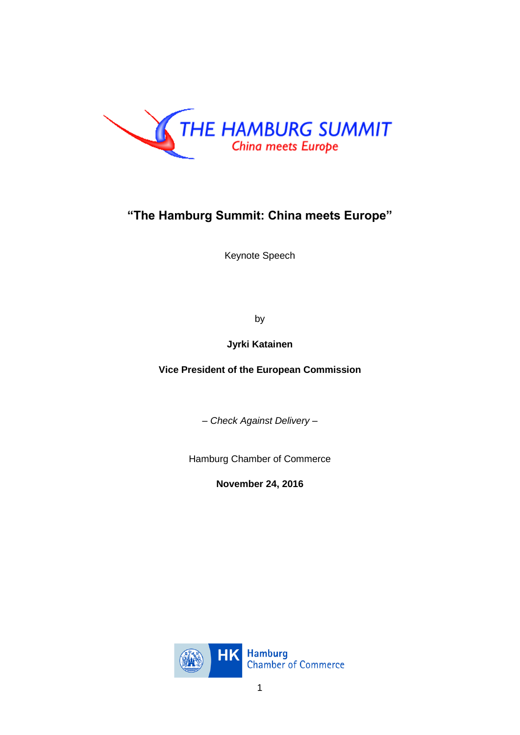THE HAMBURG SUMMIT
China meets Europe

# "The Hamburg Summit: China meets Europe"

Keynote Speech

by

**Jyrki Katainen**

**Vice President of the European Commission**

*– Check Against Delivery –*

Hamburg Chamber of Commerce

**November 24, 2016**

HK Hamburg Chamber of Commerce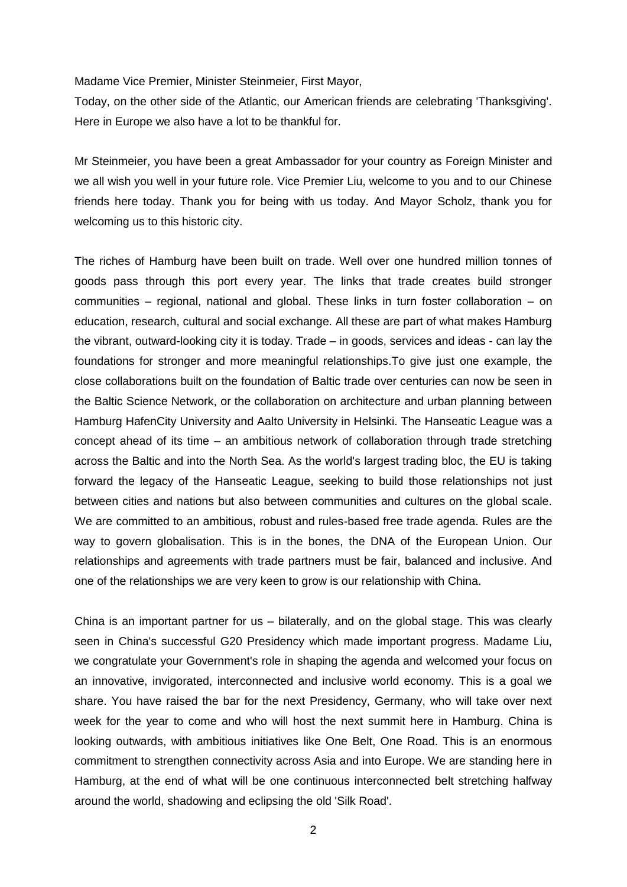Madame Vice Premier, Minister Steinmeier, First Mayor,

Today, on the other side of the Atlantic, our American friends are celebrating 'Thanksgiving'. Here in Europe we also have a lot to be thankful for.

Mr Steinmeier, you have been a great Ambassador for your country as Foreign Minister and we all wish you well in your future role. Vice Premier Liu, welcome to you and to our Chinese friends here today. Thank you for being with us today. And Mayor Scholz, thank you for welcoming us to this historic city.

The riches of Hamburg have been built on trade. Well over one hundred million tonnes of goods pass through this port every year. The links that trade creates build stronger communities – regional, national and global. These links in turn foster collaboration – on education, research, cultural and social exchange. All these are part of what makes Hamburg the vibrant, outward-looking city it is today. Trade – in goods, services and ideas - can lay the foundations for stronger and more meaningful relationships.To give just one example, the close collaborations built on the foundation of Baltic trade over centuries can now be seen in the Baltic Science Network, or the collaboration on architecture and urban planning between Hamburg HafenCity University and Aalto University in Helsinki. The Hanseatic League was a concept ahead of its time – an ambitious network of collaboration through trade stretching across the Baltic and into the North Sea. As the world's largest trading bloc, the EU is taking forward the legacy of the Hanseatic League, seeking to build those relationships not just between cities and nations but also between communities and cultures on the global scale. We are committed to an ambitious, robust and rules-based free trade agenda. Rules are the way to govern globalisation. This is in the bones, the DNA of the European Union. Our relationships and agreements with trade partners must be fair, balanced and inclusive. And one of the relationships we are very keen to grow is our relationship with China.

China is an important partner for us – bilaterally, and on the global stage. This was clearly seen in China's successful G20 Presidency which made important progress. Madame Liu, we congratulate your Government's role in shaping the agenda and welcomed your focus on an innovative, invigorated, interconnected and inclusive world economy. This is a goal we share. You have raised the bar for the next Presidency, Germany, who will take over next week for the year to come and who will host the next summit here in Hamburg. China is looking outwards, with ambitious initiatives like One Belt, One Road. This is an enormous commitment to strengthen connectivity across Asia and into Europe. We are standing here in Hamburg, at the end of what will be one continuous interconnected belt stretching halfway around the world, shadowing and eclipsing the old 'Silk Road'.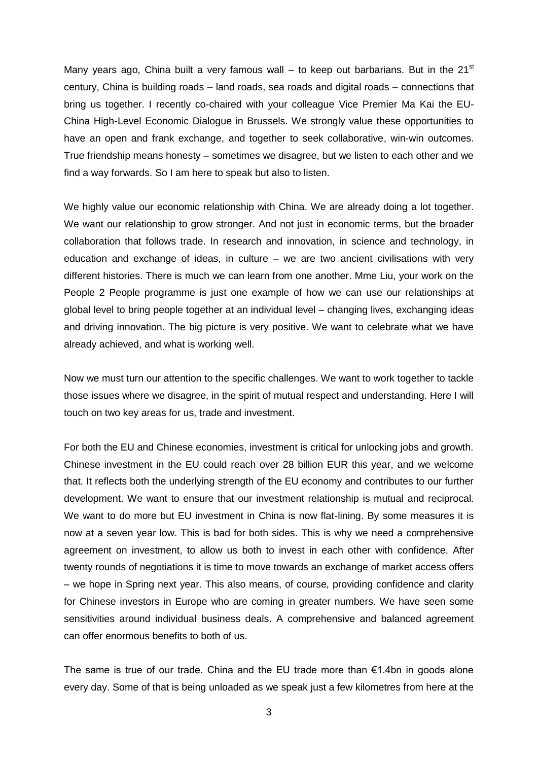Many years ago, China built a very famous wall – to keep out barbarians. But in the 21st century, China is building roads – land roads, sea roads and digital roads – connections that bring us together. I recently co-chaired with your colleague Vice Premier Ma Kai the EU-China High-Level Economic Dialogue in Brussels. We strongly value these opportunities to have an open and frank exchange, and together to seek collaborative, win-win outcomes. True friendship means honesty – sometimes we disagree, but we listen to each other and we find a way forwards. So I am here to speak but also to listen.

We highly value our economic relationship with China. We are already doing a lot together. We want our relationship to grow stronger. And not just in economic terms, but the broader collaboration that follows trade. In research and innovation, in science and technology, in education and exchange of ideas, in culture – we are two ancient civilisations with very different histories. There is much we can learn from one another. Mme Liu, your work on the People 2 People programme is just one example of how we can use our relationships at global level to bring people together at an individual level – changing lives, exchanging ideas and driving innovation. The big picture is very positive. We want to celebrate what we have already achieved, and what is working well.

Now we must turn our attention to the specific challenges. We want to work together to tackle those issues where we disagree, in the spirit of mutual respect and understanding. Here I will touch on two key areas for us, trade and investment.

For both the EU and Chinese economies, investment is critical for unlocking jobs and growth. Chinese investment in the EU could reach over 28 billion EUR this year, and we welcome that. It reflects both the underlying strength of the EU economy and contributes to our further development. We want to ensure that our investment relationship is mutual and reciprocal. We want to do more but EU investment in China is now flat-lining. By some measures it is now at a seven year low. This is bad for both sides. This is why we need a comprehensive agreement on investment, to allow us both to invest in each other with confidence. After twenty rounds of negotiations it is time to move towards an exchange of market access offers – we hope in Spring next year. This also means, of course, providing confidence and clarity for Chinese investors in Europe who are coming in greater numbers. We have seen some sensitivities around individual business deals. A comprehensive and balanced agreement can offer enormous benefits to both of us.

The same is true of our trade. China and the EU trade more than €1.4bn in goods alone every day. Some of that is being unloaded as we speak just a few kilometres from here at the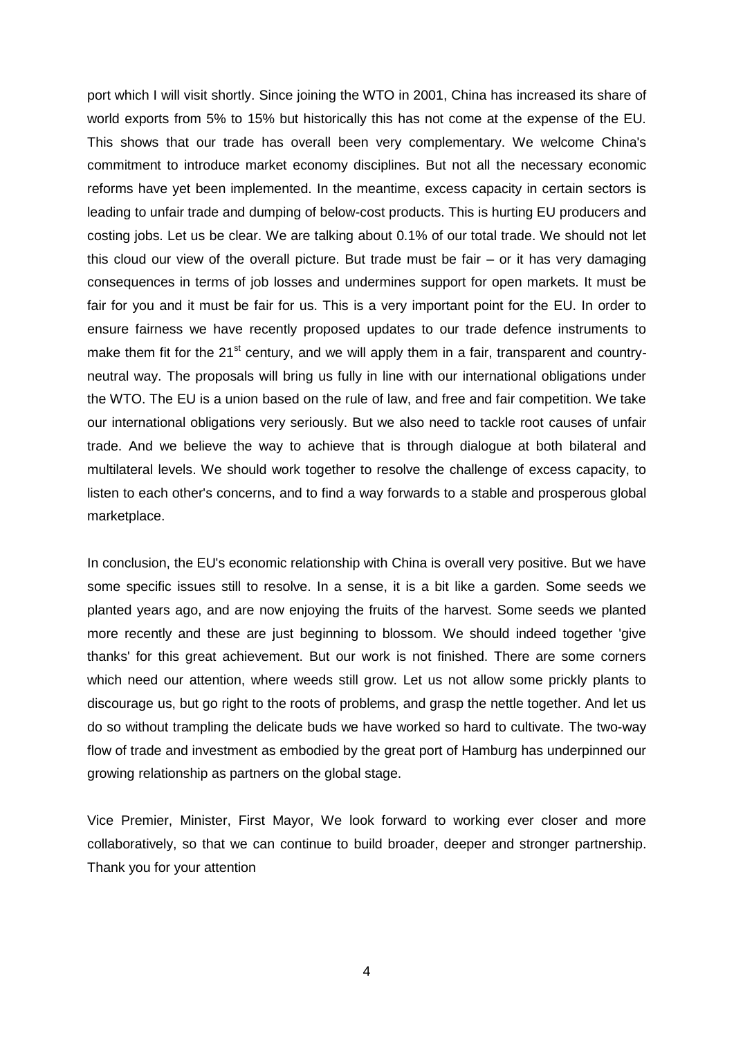port which I will visit shortly. Since joining the WTO in 2001, China has increased its share of world exports from 5% to 15% but historically this has not come at the expense of the EU. This shows that our trade has overall been very complementary. We welcome China's commitment to introduce market economy disciplines. But not all the necessary economic reforms have yet been implemented. In the meantime, excess capacity in certain sectors is leading to unfair trade and dumping of below-cost products. This is hurting EU producers and costing jobs. Let us be clear. We are talking about 0.1% of our total trade. We should not let this cloud our view of the overall picture. But trade must be fair – or it has very damaging consequences in terms of job losses and undermines support for open markets. It must be fair for you and it must be fair for us. This is a very important point for the EU. In order to ensure fairness we have recently proposed updates to our trade defence instruments to make them fit for the 21st century, and we will apply them in a fair, transparent and country-neutral way. The proposals will bring us fully in line with our international obligations under the WTO. The EU is a union based on the rule of law, and free and fair competition. We take our international obligations very seriously. But we also need to tackle root causes of unfair trade. And we believe the way to achieve that is through dialogue at both bilateral and multilateral levels. We should work together to resolve the challenge of excess capacity, to listen to each other's concerns, and to find a way forwards to a stable and prosperous global marketplace.

In conclusion, the EU's economic relationship with China is overall very positive. But we have some specific issues still to resolve. In a sense, it is a bit like a garden. Some seeds we planted years ago, and are now enjoying the fruits of the harvest. Some seeds we planted more recently and these are just beginning to blossom. We should indeed together 'give thanks' for this great achievement. But our work is not finished. There are some corners which need our attention, where weeds still grow. Let us not allow some prickly plants to discourage us, but go right to the roots of problems, and grasp the nettle together. And let us do so without trampling the delicate buds we have worked so hard to cultivate. The two-way flow of trade and investment as embodied by the great port of Hamburg has underpinned our growing relationship as partners on the global stage.

Vice Premier, Minister, First Mayor, We look forward to working ever closer and more collaboratively, so that we can continue to build broader, deeper and stronger partnership. Thank you for your attention